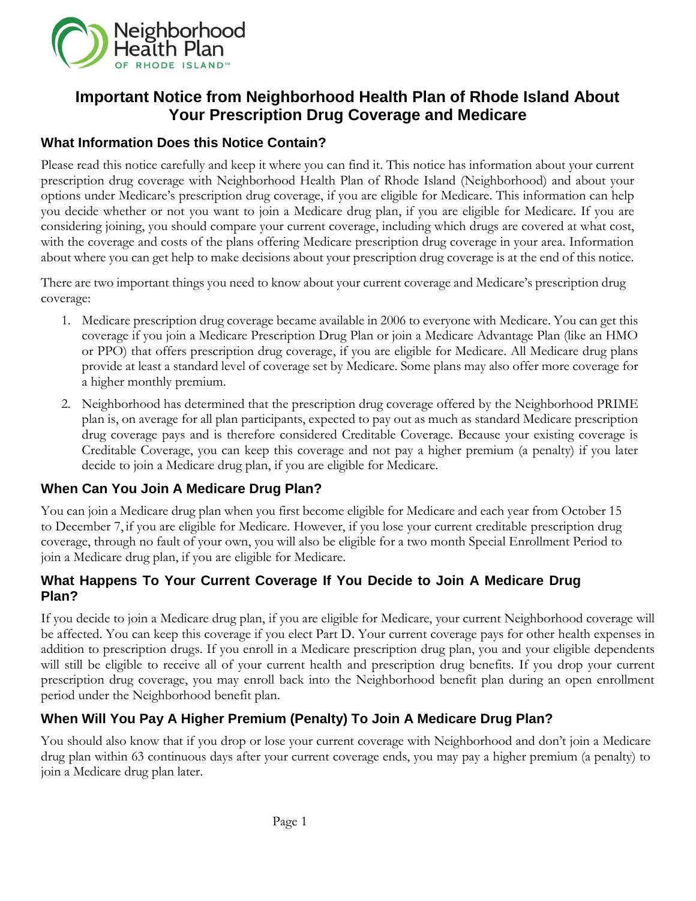# Important Notice from Neighborhood Health Plan of Rhode Island About Your Prescription Drug Coverage and Medicare

## What Information Does this Notice Contain?

Please read this notice carefully and keep it where you can find it. This notice has information about your current prescription drug coverage with Neighborhood Health Plan of Rhode Island (Neighborhood) and about your options under Medicare's prescription drug coverage, if you are eligible for Medicare. This information can help you decide whether or not you want to join a Medicare drug plan, if you are eligible for Medicare. If you are considering joining, you should compare your current coverage, including which drugs are covered at what cost, with the coverage and costs of the plans offering Medicare prescription drug coverage in your area. Information about where you can get help to make decisions about your prescription drug coverage is at the end of this notice.

There are two important things you need to know about your current coverage and Medicare's prescription drug coverage:

1. Medicare prescription drug coverage became available in 2006 to everyone with Medicare. You can get this coverage if you join a Medicare Prescription Drug Plan or join a Medicare Advantage Plan (like an HMO or PPO) that offers prescription drug coverage, if you are eligible for Medicare. All Medicare drug plans provide at least a standard level of coverage set by Medicare. Some plans may also offer more coverage for a higher monthly premium.
2. Neighborhood has determined that the prescription drug coverage offered by the Neighborhood PRIME plan is, on average for all plan participants, expected to pay out as much as standard Medicare prescription drug coverage pays and is therefore considered Creditable Coverage. Because your existing coverage is Creditable Coverage, you can keep this coverage and not pay a higher premium (a penalty) if you later decide to join a Medicare drug plan, if you are eligible for Medicare.

## When Can You Join A Medicare Drug Plan?

You can join a Medicare drug plan when you first become eligible for Medicare and each year from October 15 to December 7, if you are eligible for Medicare. However, if you lose your current creditable prescription drug coverage, through no fault of your own, you will also be eligible for a two month Special Enrollment Period to join a Medicare drug plan, if you are eligible for Medicare.

## What Happens To Your Current Coverage If You Decide to Join A Medicare Drug Plan?

If you decide to join a Medicare drug plan, if you are eligible for Medicare, your current Neighborhood coverage will be affected. You can keep this coverage if you elect Part D. Your current coverage pays for other health expenses in addition to prescription drugs. If you enroll in a Medicare prescription drug plan, you and your eligible dependents will still be eligible to receive all of your current health and prescription drug benefits. If you drop your current prescription drug coverage, you may enroll back into the Neighborhood benefit plan during an open enrollment period under the Neighborhood benefit plan.

## When Will You Pay A Higher Premium (Penalty) To Join A Medicare Drug Plan?

You should also know that if you drop or lose your current coverage with Neighborhood and don't join a Medicare drug plan within 63 continuous days after your current coverage ends, you may pay a higher premium (a penalty) to join a Medicare drug plan later.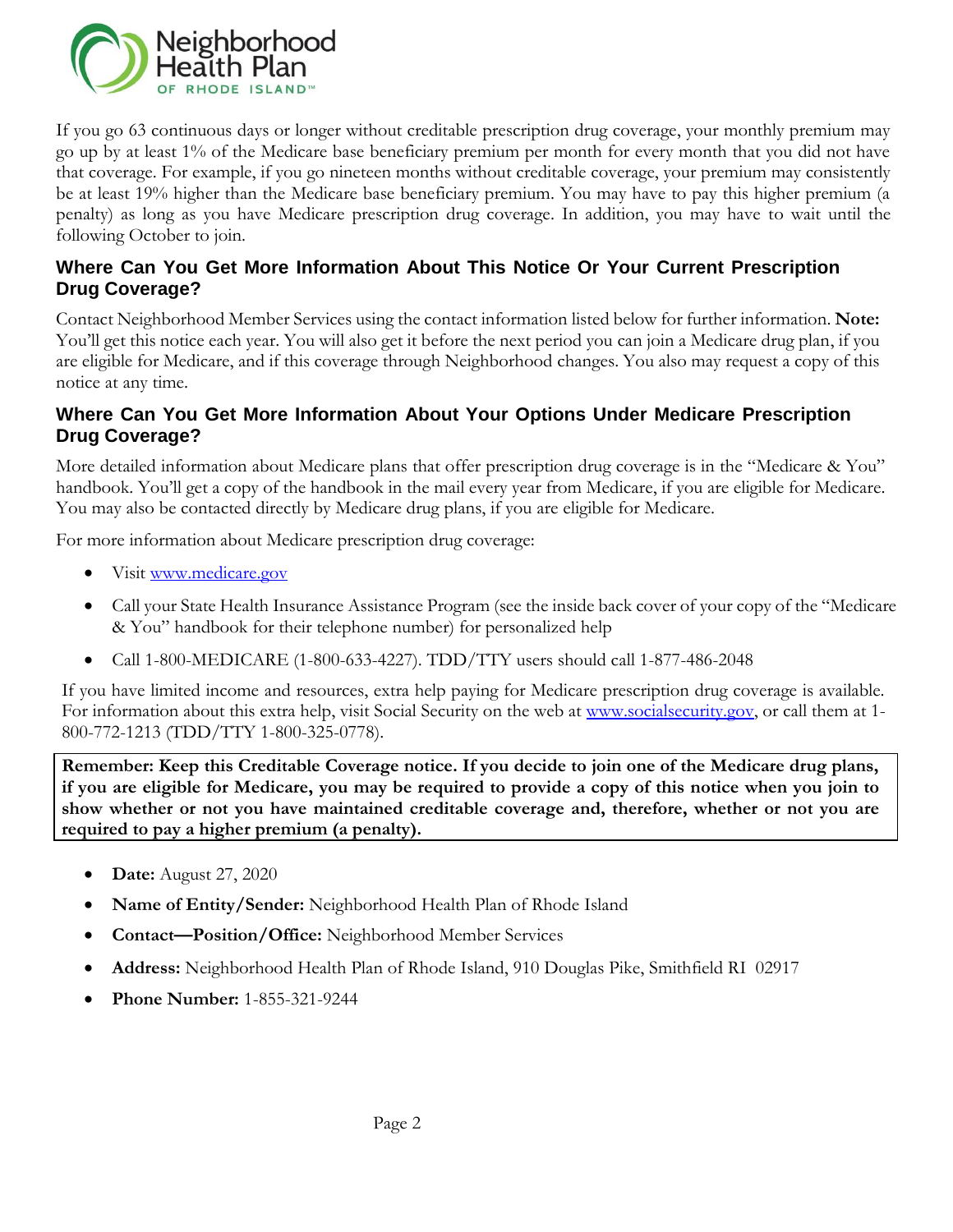If you go 63 continuous days or longer without creditable prescription drug coverage, your monthly premium may go up by at least 1% of the Medicare base beneficiary premium per month for every month that you did not have that coverage. For example, if you go nineteen months without creditable coverage, your premium may consistently be at least 19% higher than the Medicare base beneficiary premium. You may have to pay this higher premium (a penalty) as long as you have Medicare prescription drug coverage. In addition, you may have to wait until the following October to join.

## Where Can You Get More Information About This Notice Or Your Current Prescription Drug Coverage?

Contact Neighborhood Member Services using the contact information listed below for further information. **Note:** You'll get this notice each year. You will also get it before the next period you can join a Medicare drug plan, if you are eligible for Medicare, and if this coverage through Neighborhood changes. You also may request a copy of this notice at any time.

## Where Can You Get More Information About Your Options Under Medicare Prescription Drug Coverage?

More detailed information about Medicare plans that offer prescription drug coverage is in the "Medicare & You" handbook. You'll get a copy of the handbook in the mail every year from Medicare, if you are eligible for Medicare. You may also be contacted directly by Medicare drug plans, if you are eligible for Medicare.

For more information about Medicare prescription drug coverage:

- Visit www.medicare.gov
- Call your State Health Insurance Assistance Program (see the inside back cover of your copy of the "Medicare & You" handbook for their telephone number) for personalized help
- Call 1-800-MEDICARE (1-800-633-4227). TDD/TTY users should call 1-877-486-2048

If you have limited income and resources, extra help paying for Medicare prescription drug coverage is available. For information about this extra help, visit Social Security on the web at www.socialsecurity.gov, or call them at 1-800-772-1213 (TDD/TTY 1-800-325-0778).

**Remember: Keep this Creditable Coverage notice. If you decide to join one of the Medicare drug plans, if you are eligible for Medicare, you may be required to provide a copy of this notice when you join to show whether or not you have maintained creditable coverage and, therefore, whether or not you are required to pay a higher premium (a penalty).**

- **Date:** August 27, 2020
- **Name of Entity/Sender:** Neighborhood Health Plan of Rhode Island
- **Contact—Position/Office:** Neighborhood Member Services
- **Address:** Neighborhood Health Plan of Rhode Island, 910 Douglas Pike, Smithfield RI 02917
- **Phone Number:** 1-855-321-9244